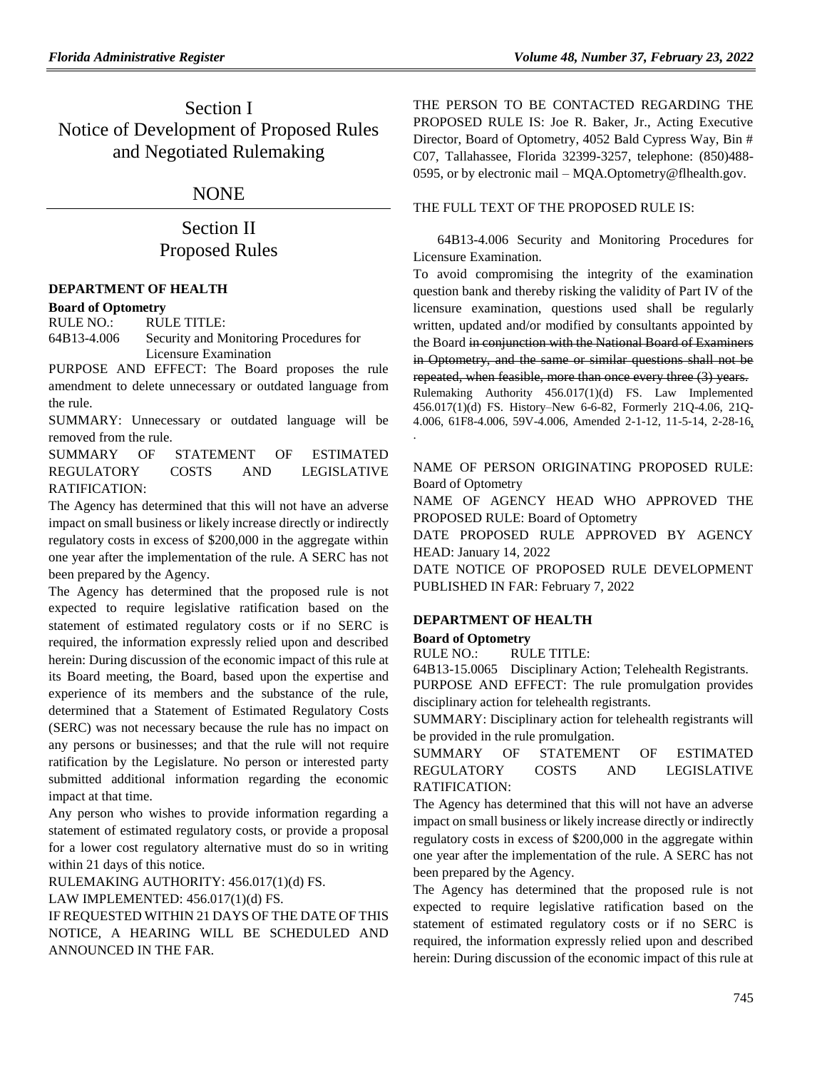# Section I
# Notice of Development of Proposed Rules and Negotiated Rulemaking

## NONE

# Section II
# Proposed Rules

### DEPARTMENT OF HEALTH

**Board of Optometry**

RULE NO.: RULE TITLE:

64B13-4.006 Security and Monitoring Procedures for Licensure Examination

PURPOSE AND EFFECT: The Board proposes the rule amendment to delete unnecessary or outdated language from the rule.

SUMMARY: Unnecessary or outdated language will be removed from the rule.

SUMMARY OF STATEMENT OF ESTIMATED REGULATORY COSTS AND LEGISLATIVE RATIFICATION:

The Agency has determined that this will not have an adverse impact on small business or likely increase directly or indirectly regulatory costs in excess of $200,000 in the aggregate within one year after the implementation of the rule. A SERC has not been prepared by the Agency.

The Agency has determined that the proposed rule is not expected to require legislative ratification based on the statement of estimated regulatory costs or if no SERC is required, the information expressly relied upon and described herein: During discussion of the economic impact of this rule at its Board meeting, the Board, based upon the expertise and experience of its members and the substance of the rule, determined that a Statement of Estimated Regulatory Costs (SERC) was not necessary because the rule has no impact on any persons or businesses; and that the rule will not require ratification by the Legislature. No person or interested party submitted additional information regarding the economic impact at that time.

Any person who wishes to provide information regarding a statement of estimated regulatory costs, or provide a proposal for a lower cost regulatory alternative must do so in writing within 21 days of this notice.

RULEMAKING AUTHORITY: 456.017(1)(d) FS.

LAW IMPLEMENTED: 456.017(1)(d) FS.

IF REQUESTED WITHIN 21 DAYS OF THE DATE OF THIS NOTICE, A HEARING WILL BE SCHEDULED AND ANNOUNCED IN THE FAR.

THE PERSON TO BE CONTACTED REGARDING THE PROPOSED RULE IS: Joe R. Baker, Jr., Acting Executive Director, Board of Optometry, 4052 Bald Cypress Way, Bin # C07, Tallahassee, Florida 32399-3257, telephone: (850)488-0595, or by electronic mail – MQA.Optometry@flhealth.gov.

THE FULL TEXT OF THE PROPOSED RULE IS:

64B13-4.006 Security and Monitoring Procedures for Licensure Examination.

To avoid compromising the integrity of the examination question bank and thereby risking the validity of Part IV of the licensure examination, questions used shall be regularly written, updated and/or modified by consultants appointed by the Board ~~in conjunction with the National Board of Examiners in Optometry, and the same or similar questions shall not be repeated, when feasible, more than once every three (3) years.~~

Rulemaking Authority 456.017(1)(d) FS. Law Implemented 456.017(1)(d) FS. History–New 6-6-82, Formerly 21Q-4.06, 21Q-4.006, 61F8-4.006, 59V-4.006, Amended 2-1-12, 11-5-14, 2-28-16, .

NAME OF PERSON ORIGINATING PROPOSED RULE: Board of Optometry

NAME OF AGENCY HEAD WHO APPROVED THE PROPOSED RULE: Board of Optometry

DATE PROPOSED RULE APPROVED BY AGENCY HEAD: January 14, 2022

DATE NOTICE OF PROPOSED RULE DEVELOPMENT PUBLISHED IN FAR: February 7, 2022

### DEPARTMENT OF HEALTH

**Board of Optometry**

RULE NO.: RULE TITLE:

64B13-15.0065 Disciplinary Action; Telehealth Registrants.

PURPOSE AND EFFECT: The rule promulgation provides disciplinary action for telehealth registrants.

SUMMARY: Disciplinary action for telehealth registrants will be provided in the rule promulgation.

SUMMARY OF STATEMENT OF ESTIMATED REGULATORY COSTS AND LEGISLATIVE RATIFICATION:

The Agency has determined that this will not have an adverse impact on small business or likely increase directly or indirectly regulatory costs in excess of $200,000 in the aggregate within one year after the implementation of the rule. A SERC has not been prepared by the Agency.

The Agency has determined that the proposed rule is not expected to require legislative ratification based on the statement of estimated regulatory costs or if no SERC is required, the information expressly relied upon and described herein: During discussion of the economic impact of this rule at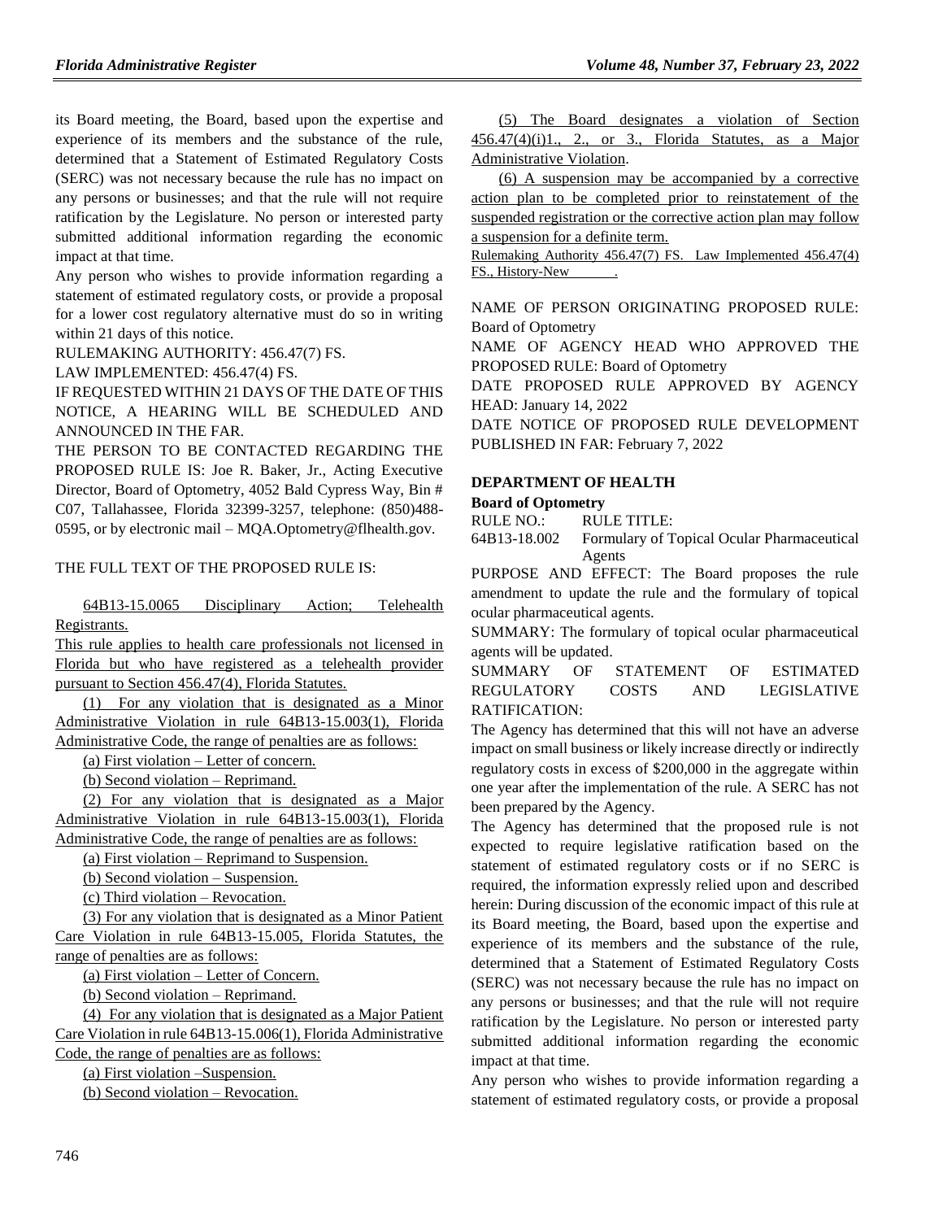its Board meeting, the Board, based upon the expertise and experience of its members and the substance of the rule, determined that a Statement of Estimated Regulatory Costs (SERC) was not necessary because the rule has no impact on any persons or businesses; and that the rule will not require ratification by the Legislature. No person or interested party submitted additional information regarding the economic impact at that time.

Any person who wishes to provide information regarding a statement of estimated regulatory costs, or provide a proposal for a lower cost regulatory alternative must do so in writing within 21 days of this notice.

RULEMAKING AUTHORITY: 456.47(7) FS.

LAW IMPLEMENTED: 456.47(4) FS.

IF REQUESTED WITHIN 21 DAYS OF THE DATE OF THIS NOTICE, A HEARING WILL BE SCHEDULED AND ANNOUNCED IN THE FAR.

THE PERSON TO BE CONTACTED REGARDING THE PROPOSED RULE IS: Joe R. Baker, Jr., Acting Executive Director, Board of Optometry, 4052 Bald Cypress Way, Bin # C07, Tallahassee, Florida 32399-3257, telephone: (850)488-0595, or by electronic mail – MQA.Optometry@flhealth.gov.

THE FULL TEXT OF THE PROPOSED RULE IS:

64B13-15.0065 Disciplinary Action; Telehealth Registrants.

This rule applies to health care professionals not licensed in Florida but who have registered as a telehealth provider pursuant to Section 456.47(4), Florida Statutes.

(1) For any violation that is designated as a Minor Administrative Violation in rule 64B13-15.003(1), Florida Administrative Code, the range of penalties are as follows:

(a) First violation – Letter of concern.

(b) Second violation – Reprimand.

(2) For any violation that is designated as a Major Administrative Violation in rule 64B13-15.003(1), Florida Administrative Code, the range of penalties are as follows:

(a) First violation – Reprimand to Suspension.

(b) Second violation – Suspension.

(c) Third violation – Revocation.

(3) For any violation that is designated as a Minor Patient Care Violation in rule 64B13-15.005, Florida Statutes, the range of penalties are as follows:

(a) First violation – Letter of Concern.

(b) Second violation – Reprimand.

(4) For any violation that is designated as a Major Patient Care Violation in rule 64B13-15.006(1), Florida Administrative Code, the range of penalties are as follows:

(a) First violation –Suspension.

(b) Second violation – Revocation.

(5) The Board designates a violation of Section 456.47(4)(i)1., 2., or 3., Florida Statutes, as a Major Administrative Violation.

(6) A suspension may be accompanied by a corrective action plan to be completed prior to reinstatement of the suspended registration or the corrective action plan may follow a suspension for a definite term.

Rulemaking Authority 456.47(7) FS. Law Implemented 456.47(4) FS., History-New ______.

NAME OF PERSON ORIGINATING PROPOSED RULE: Board of Optometry

NAME OF AGENCY HEAD WHO APPROVED THE PROPOSED RULE: Board of Optometry

DATE PROPOSED RULE APPROVED BY AGENCY HEAD: January 14, 2022

DATE NOTICE OF PROPOSED RULE DEVELOPMENT PUBLISHED IN FAR: February 7, 2022

## DEPARTMENT OF HEALTH

### Board of Optometry

RULE NO.: RULE TITLE:

64B13-18.002 Formulary of Topical Ocular Pharmaceutical Agents

PURPOSE AND EFFECT: The Board proposes the rule amendment to update the rule and the formulary of topical ocular pharmaceutical agents.

SUMMARY: The formulary of topical ocular pharmaceutical agents will be updated.

SUMMARY OF STATEMENT OF ESTIMATED REGULATORY COSTS AND LEGISLATIVE RATIFICATION:

The Agency has determined that this will not have an adverse impact on small business or likely increase directly or indirectly regulatory costs in excess of $200,000 in the aggregate within one year after the implementation of the rule. A SERC has not been prepared by the Agency.

The Agency has determined that the proposed rule is not expected to require legislative ratification based on the statement of estimated regulatory costs or if no SERC is required, the information expressly relied upon and described herein: During discussion of the economic impact of this rule at its Board meeting, the Board, based upon the expertise and experience of its members and the substance of the rule, determined that a Statement of Estimated Regulatory Costs (SERC) was not necessary because the rule has no impact on any persons or businesses; and that the rule will not require ratification by the Legislature. No person or interested party submitted additional information regarding the economic impact at that time.

Any person who wishes to provide information regarding a statement of estimated regulatory costs, or provide a proposal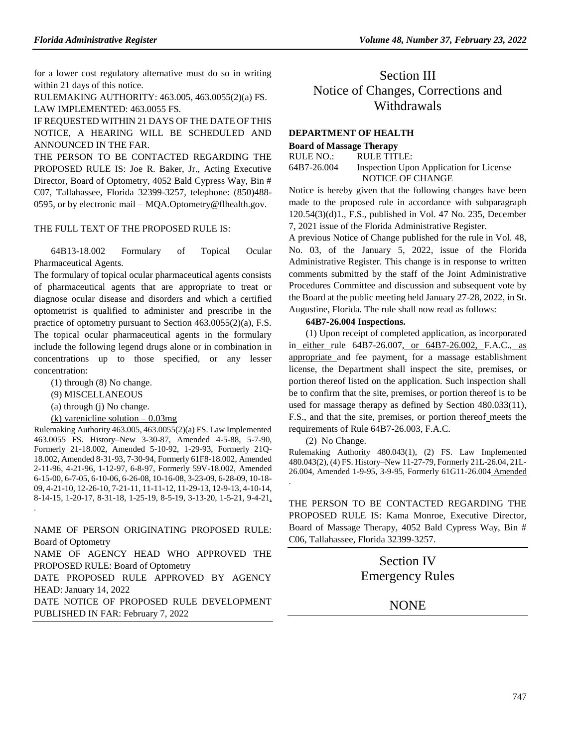for a lower cost regulatory alternative must do so in writing within 21 days of this notice.

RULEMAKING AUTHORITY: 463.005, 463.0055(2)(a) FS.

LAW IMPLEMENTED: 463.0055 FS.

IF REQUESTED WITHIN 21 DAYS OF THE DATE OF THIS NOTICE, A HEARING WILL BE SCHEDULED AND ANNOUNCED IN THE FAR.

THE PERSON TO BE CONTACTED REGARDING THE PROPOSED RULE IS: Joe R. Baker, Jr., Acting Executive Director, Board of Optometry, 4052 Bald Cypress Way, Bin # C07, Tallahassee, Florida 32399-3257, telephone: (850)488-0595, or by electronic mail – MQA.Optometry@flhealth.gov.

THE FULL TEXT OF THE PROPOSED RULE IS:

64B13-18.002 Formulary of Topical Ocular Pharmaceutical Agents.

The formulary of topical ocular pharmaceutical agents consists of pharmaceutical agents that are appropriate to treat or diagnose ocular disease and disorders and which a certified optometrist is qualified to administer and prescribe in the practice of optometry pursuant to Section 463.0055(2)(a), F.S. The topical ocular pharmaceutical agents in the formulary include the following legend drugs alone or in combination in concentrations up to those specified, or any lesser concentration:

(1) through (8) No change.

(9) MISCELLANEOUS

(a) through (j) No change.

(k) varenicline solution – 0.03mg

Rulemaking Authority 463.005, 463.0055(2)(a) FS. Law Implemented 463.0055 FS. History–New 3-30-87, Amended 4-5-88, 5-7-90, Formerly 21-18.002, Amended 5-10-92, 1-29-93, Formerly 21Q-18.002, Amended 8-31-93, 7-30-94, Formerly 61F8-18.002, Amended 2-11-96, 4-21-96, 1-12-97, 6-8-97, Formerly 59V-18.002, Amended 6-15-00, 6-7-05, 6-10-06, 6-26-08, 10-16-08, 3-23-09, 6-28-09, 10-18-09, 4-21-10, 12-26-10, 7-21-11, 11-11-12, 11-29-13, 12-9-13, 4-10-14, 8-14-15, 1-20-17, 8-31-18, 1-25-19, 8-5-19, 3-13-20, 1-5-21, 9-4-21, .

NAME OF PERSON ORIGINATING PROPOSED RULE: Board of Optometry

NAME OF AGENCY HEAD WHO APPROVED THE PROPOSED RULE: Board of Optometry

DATE PROPOSED RULE APPROVED BY AGENCY HEAD: January 14, 2022

DATE NOTICE OF PROPOSED RULE DEVELOPMENT PUBLISHED IN FAR: February 7, 2022

# Section III
# Notice of Changes, Corrections and Withdrawals

**DEPARTMENT OF HEALTH**

**Board of Massage Therapy**

RULE NO.: RULE TITLE:

64B7-26.004 Inspection Upon Application for License

NOTICE OF CHANGE

Notice is hereby given that the following changes have been made to the proposed rule in accordance with subparagraph 120.54(3)(d)1., F.S., published in Vol. 47 No. 235, December 7, 2021 issue of the Florida Administrative Register.

A previous Notice of Change published for the rule in Vol. 48, No. 03, of the January 5, 2022, issue of the Florida Administrative Register. This change is in response to written comments submitted by the staff of the Joint Administrative Procedures Committee and discussion and subsequent vote by the Board at the public meeting held January 27-28, 2022, in St. Augustine, Florida. The rule shall now read as follows:

**64B7-26.004 Inspections.**

(1) Upon receipt of completed application, as incorporated in either rule 64B7-26.007, or 64B7-26.002, F.A.C., as appropriate and fee payment, for a massage establishment license, the Department shall inspect the site, premises, or portion thereof listed on the application. Such inspection shall be to confirm that the site, premises, or portion thereof is to be used for massage therapy as defined by Section 480.033(11), F.S., and that the site, premises, or portion thereof meets the requirements of Rule 64B7-26.003, F.A.C.

(2) No Change.

Rulemaking Authority 480.043(1), (2) FS. Law Implemented 480.043(2), (4) FS. History–New 11-27-79, Formerly 21L-26.04, 21L-26.004, Amended 1-9-95, 3-9-95, Formerly 61G11-26.004 Amended .

THE PERSON TO BE CONTACTED REGARDING THE PROPOSED RULE IS: Kama Monroe, Executive Director, Board of Massage Therapy, 4052 Bald Cypress Way, Bin # C06, Tallahassee, Florida 32399-3257.

# Section IV
# Emergency Rules

# NONE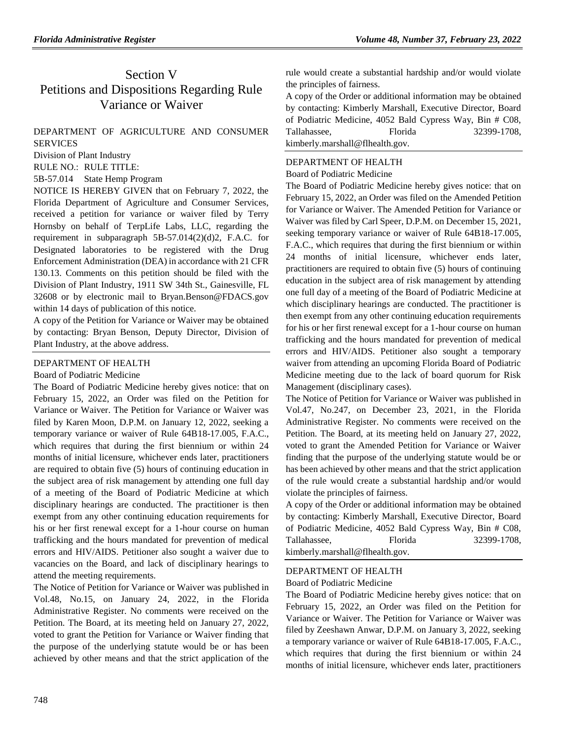# Section V
# Petitions and Dispositions Regarding Rule Variance or Waiver

DEPARTMENT OF AGRICULTURE AND CONSUMER SERVICES

Division of Plant Industry

RULE NO.: RULE TITLE:

5B-57.014 State Hemp Program

NOTICE IS HEREBY GIVEN that on February 7, 2022, the Florida Department of Agriculture and Consumer Services, received a petition for variance or waiver filed by Terry Hornsby on behalf of TerpLife Labs, LLC, regarding the requirement in subparagraph 5B-57.014(2)(d)2, F.A.C. for Designated laboratories to be registered with the Drug Enforcement Administration (DEA) in accordance with 21 CFR 130.13. Comments on this petition should be filed with the Division of Plant Industry, 1911 SW 34th St., Gainesville, FL 32608 or by electronic mail to Bryan.Benson@FDACS.gov within 14 days of publication of this notice.

A copy of the Petition for Variance or Waiver may be obtained by contacting: Bryan Benson, Deputy Director, Division of Plant Industry, at the above address.

---

DEPARTMENT OF HEALTH

Board of Podiatric Medicine

The Board of Podiatric Medicine hereby gives notice: that on February 15, 2022, an Order was filed on the Petition for Variance or Waiver. The Petition for Variance or Waiver was filed by Karen Moon, D.P.M. on January 12, 2022, seeking a temporary variance or waiver of Rule 64B18-17.005, F.A.C., which requires that during the first biennium or within 24 months of initial licensure, whichever ends later, practitioners are required to obtain five (5) hours of continuing education in the subject area of risk management by attending one full day of a meeting of the Board of Podiatric Medicine at which disciplinary hearings are conducted. The practitioner is then exempt from any other continuing education requirements for his or her first renewal except for a 1-hour course on human trafficking and the hours mandated for prevention of medical errors and HIV/AIDS. Petitioner also sought a waiver due to vacancies on the Board, and lack of disciplinary hearings to attend the meeting requirements.

The Notice of Petition for Variance or Waiver was published in Vol.48, No.15, on January 24, 2022, in the Florida Administrative Register. No comments were received on the Petition. The Board, at its meeting held on January 27, 2022, voted to grant the Petition for Variance or Waiver finding that the purpose of the underlying statute would be or has been achieved by other means and that the strict application of the rule would create a substantial hardship and/or would violate the principles of fairness.

A copy of the Order or additional information may be obtained by contacting: Kimberly Marshall, Executive Director, Board of Podiatric Medicine, 4052 Bald Cypress Way, Bin # C08, Tallahassee, Florida 32399-1708, kimberly.marshall@flhealth.gov.

---

DEPARTMENT OF HEALTH

Board of Podiatric Medicine

The Board of Podiatric Medicine hereby gives notice: that on February 15, 2022, an Order was filed on the Amended Petition for Variance or Waiver. The Amended Petition for Variance or Waiver was filed by Carl Speer, D.P.M. on December 15, 2021, seeking temporary variance or waiver of Rule 64B18-17.005, F.A.C., which requires that during the first biennium or within 24 months of initial licensure, whichever ends later, practitioners are required to obtain five (5) hours of continuing education in the subject area of risk management by attending one full day of a meeting of the Board of Podiatric Medicine at which disciplinary hearings are conducted. The practitioner is then exempt from any other continuing education requirements for his or her first renewal except for a 1-hour course on human trafficking and the hours mandated for prevention of medical errors and HIV/AIDS. Petitioner also sought a temporary waiver from attending an upcoming Florida Board of Podiatric Medicine meeting due to the lack of board quorum for Risk Management (disciplinary cases).

The Notice of Petition for Variance or Waiver was published in Vol.47, No.247, on December 23, 2021, in the Florida Administrative Register. No comments were received on the Petition. The Board, at its meeting held on January 27, 2022, voted to grant the Amended Petition for Variance or Waiver finding that the purpose of the underlying statute would be or has been achieved by other means and that the strict application of the rule would create a substantial hardship and/or would violate the principles of fairness.

A copy of the Order or additional information may be obtained by contacting: Kimberly Marshall, Executive Director, Board of Podiatric Medicine, 4052 Bald Cypress Way, Bin # C08, Tallahassee, Florida 32399-1708, kimberly.marshall@flhealth.gov.

---

DEPARTMENT OF HEALTH

Board of Podiatric Medicine

The Board of Podiatric Medicine hereby gives notice: that on February 15, 2022, an Order was filed on the Petition for Variance or Waiver. The Petition for Variance or Waiver was filed by Zeeshawn Anwar, D.P.M. on January 3, 2022, seeking a temporary variance or waiver of Rule 64B18-17.005, F.A.C., which requires that during the first biennium or within 24 months of initial licensure, whichever ends later, practitioners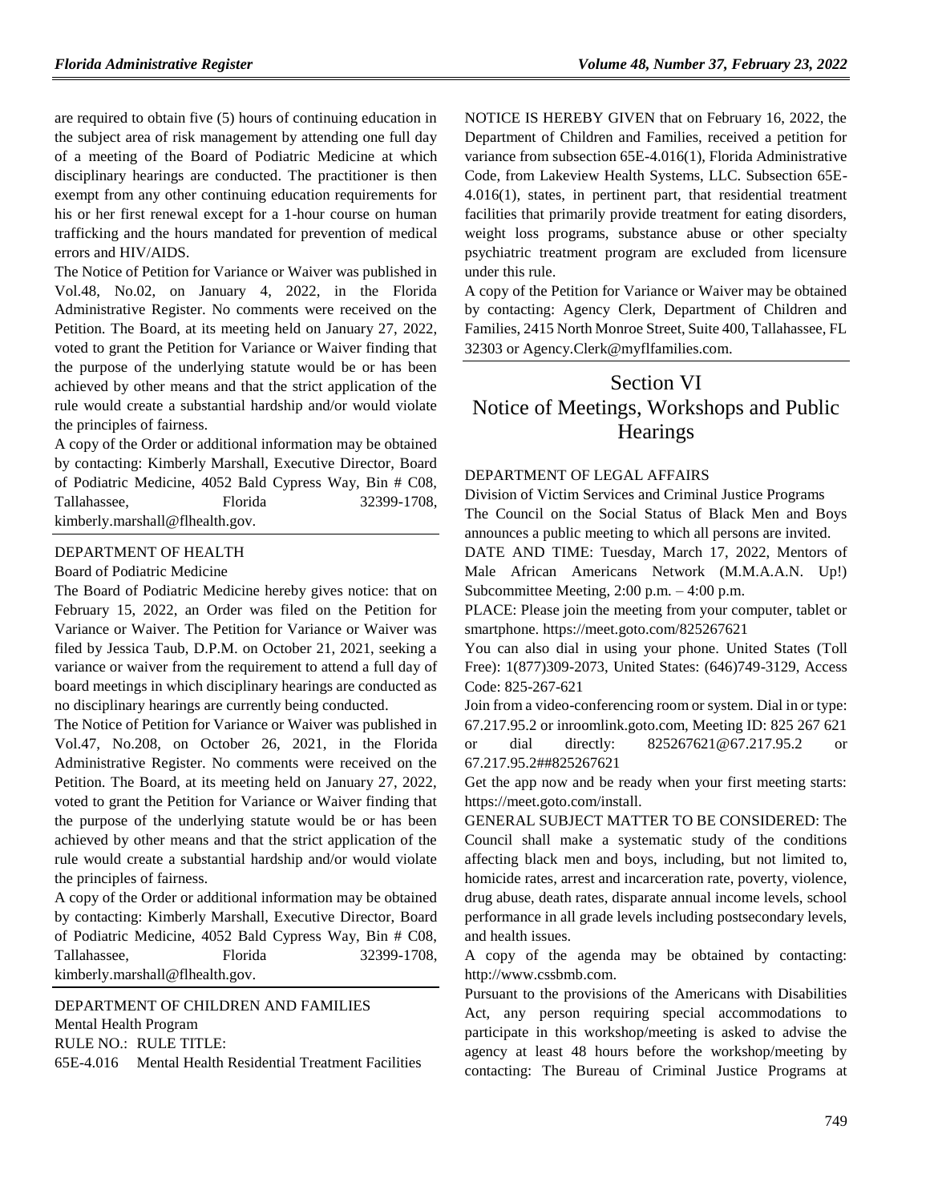are required to obtain five (5) hours of continuing education in the subject area of risk management by attending one full day of a meeting of the Board of Podiatric Medicine at which disciplinary hearings are conducted. The practitioner is then exempt from any other continuing education requirements for his or her first renewal except for a 1-hour course on human trafficking and the hours mandated for prevention of medical errors and HIV/AIDS.

The Notice of Petition for Variance or Waiver was published in Vol.48, No.02, on January 4, 2022, in the Florida Administrative Register. No comments were received on the Petition. The Board, at its meeting held on January 27, 2022, voted to grant the Petition for Variance or Waiver finding that the purpose of the underlying statute would be or has been achieved by other means and that the strict application of the rule would create a substantial hardship and/or would violate the principles of fairness.

A copy of the Order or additional information may be obtained by contacting: Kimberly Marshall, Executive Director, Board of Podiatric Medicine, 4052 Bald Cypress Way, Bin # C08, Tallahassee, Florida 32399-1708, kimberly.marshall@flhealth.gov.

DEPARTMENT OF HEALTH

Board of Podiatric Medicine

The Board of Podiatric Medicine hereby gives notice: that on February 15, 2022, an Order was filed on the Petition for Variance or Waiver. The Petition for Variance or Waiver was filed by Jessica Taub, D.P.M. on October 21, 2021, seeking a variance or waiver from the requirement to attend a full day of board meetings in which disciplinary hearings are conducted as no disciplinary hearings are currently being conducted.

The Notice of Petition for Variance or Waiver was published in Vol.47, No.208, on October 26, 2021, in the Florida Administrative Register. No comments were received on the Petition. The Board, at its meeting held on January 27, 2022, voted to grant the Petition for Variance or Waiver finding that the purpose of the underlying statute would be or has been achieved by other means and that the strict application of the rule would create a substantial hardship and/or would violate the principles of fairness.

A copy of the Order or additional information may be obtained by contacting: Kimberly Marshall, Executive Director, Board of Podiatric Medicine, 4052 Bald Cypress Way, Bin # C08, Tallahassee, Florida 32399-1708, kimberly.marshall@flhealth.gov.

DEPARTMENT OF CHILDREN AND FAMILIES

Mental Health Program

RULE NO.: RULE TITLE:

65E-4.016 Mental Health Residential Treatment Facilities

NOTICE IS HEREBY GIVEN that on February 16, 2022, the Department of Children and Families, received a petition for variance from subsection 65E-4.016(1), Florida Administrative Code, from Lakeview Health Systems, LLC. Subsection 65E-4.016(1), states, in pertinent part, that residential treatment facilities that primarily provide treatment for eating disorders, weight loss programs, substance abuse or other specialty psychiatric treatment program are excluded from licensure under this rule.

A copy of the Petition for Variance or Waiver may be obtained by contacting: Agency Clerk, Department of Children and Families, 2415 North Monroe Street, Suite 400, Tallahassee, FL 32303 or Agency.Clerk@myflfamilies.com.

# Section VI
# Notice of Meetings, Workshops and Public Hearings

DEPARTMENT OF LEGAL AFFAIRS

Division of Victim Services and Criminal Justice Programs

The Council on the Social Status of Black Men and Boys announces a public meeting to which all persons are invited.

DATE AND TIME: Tuesday, March 17, 2022, Mentors of Male African Americans Network (M.M.A.A.N. Up!) Subcommittee Meeting, 2:00 p.m. – 4:00 p.m.

PLACE: Please join the meeting from your computer, tablet or smartphone. https://meet.goto.com/825267621

You can also dial in using your phone. United States (Toll Free): 1(877)309-2073, United States: (646)749-3129, Access Code: 825-267-621

Join from a video-conferencing room or system. Dial in or type: 67.217.95.2 or inroomlink.goto.com, Meeting ID: 825 267 621 or dial directly: 825267621@67.217.95.2 or 67.217.95.2##825267621

Get the app now and be ready when your first meeting starts: https://meet.goto.com/install.

GENERAL SUBJECT MATTER TO BE CONSIDERED: The Council shall make a systematic study of the conditions affecting black men and boys, including, but not limited to, homicide rates, arrest and incarceration rate, poverty, violence, drug abuse, death rates, disparate annual income levels, school performance in all grade levels including postsecondary levels, and health issues.

A copy of the agenda may be obtained by contacting: http://www.cssbmb.com.

Pursuant to the provisions of the Americans with Disabilities Act, any person requiring special accommodations to participate in this workshop/meeting is asked to advise the agency at least 48 hours before the workshop/meeting by contacting: The Bureau of Criminal Justice Programs at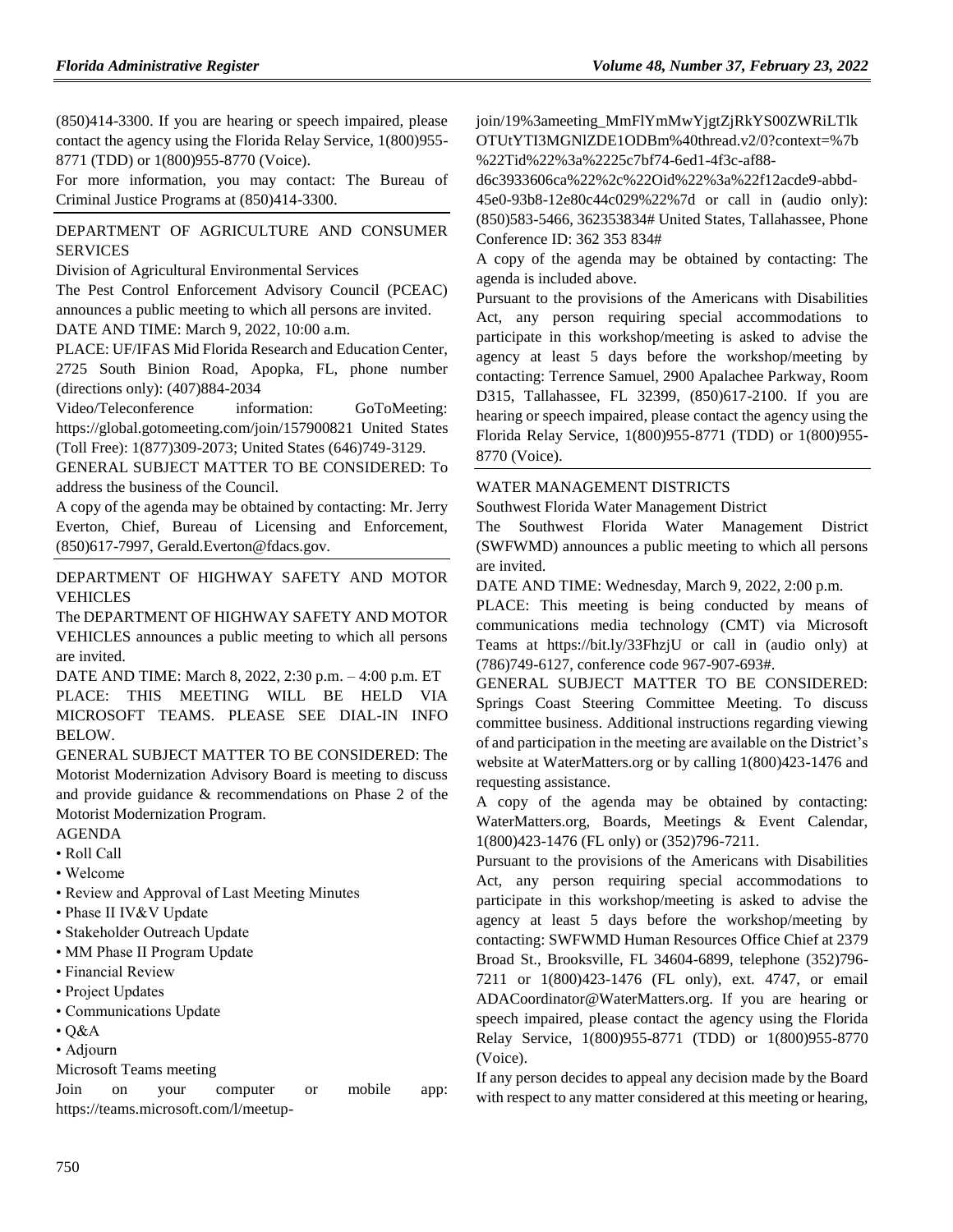(850)414-3300. If you are hearing or speech impaired, please contact the agency using the Florida Relay Service, 1(800)955-8771 (TDD) or 1(800)955-8770 (Voice).

For more information, you may contact: The Bureau of Criminal Justice Programs at (850)414-3300.

## DEPARTMENT OF AGRICULTURE AND CONSUMER SERVICES

Division of Agricultural Environmental Services

The Pest Control Enforcement Advisory Council (PCEAC) announces a public meeting to which all persons are invited.

DATE AND TIME: March 9, 2022, 10:00 a.m.

PLACE: UF/IFAS Mid Florida Research and Education Center, 2725 South Binion Road, Apopka, FL, phone number (directions only): (407)884-2034

Video/Teleconference information: GoToMeeting: https://global.gotomeeting.com/join/157900821 United States (Toll Free): 1(877)309-2073; United States (646)749-3129.

GENERAL SUBJECT MATTER TO BE CONSIDERED: To address the business of the Council.

A copy of the agenda may be obtained by contacting: Mr. Jerry Everton, Chief, Bureau of Licensing and Enforcement, (850)617-7997, Gerald.Everton@fdacs.gov.

## DEPARTMENT OF HIGHWAY SAFETY AND MOTOR VEHICLES

The DEPARTMENT OF HIGHWAY SAFETY AND MOTOR VEHICLES announces a public meeting to which all persons are invited.

DATE AND TIME: March 8, 2022, 2:30 p.m. – 4:00 p.m. ET

PLACE: THIS MEETING WILL BE HELD VIA MICROSOFT TEAMS. PLEASE SEE DIAL-IN INFO BELOW.

GENERAL SUBJECT MATTER TO BE CONSIDERED: The Motorist Modernization Advisory Board is meeting to discuss and provide guidance & recommendations on Phase 2 of the Motorist Modernization Program.

AGENDA

- Roll Call
- Welcome
- Review and Approval of Last Meeting Minutes
- Phase II IV&V Update
- Stakeholder Outreach Update
- MM Phase II Program Update
- Financial Review
- Project Updates
- Communications Update
- Q&A
- Adjourn

Microsoft Teams meeting

Join on your computer or mobile app: https://teams.microsoft.com/l/meetup-join/19%3ameeting_MmFlYmMwYjgtZjRkYS00ZWRiLTlkOTUtYTI3MGNlZDE1ODBm%40thread.v2/0?context=%7b%22Tid%22%3a%2225c7bf74-6ed1-4f3c-af88-d6c3933606ca%22%2c%22Oid%22%3a%22f12acde9-abbd-45e0-93b8-12e80c44c029%22%7d or call in (audio only): (850)583-5466, 362353834# United States, Tallahassee, Phone Conference ID: 362 353 834#

A copy of the agenda may be obtained by contacting: The agenda is included above.

Pursuant to the provisions of the Americans with Disabilities Act, any person requiring special accommodations to participate in this workshop/meeting is asked to advise the agency at least 5 days before the workshop/meeting by contacting: Terrence Samuel, 2900 Apalachee Parkway, Room D315, Tallahassee, FL 32399, (850)617-2100. If you are hearing or speech impaired, please contact the agency using the Florida Relay Service, 1(800)955-8771 (TDD) or 1(800)955-8770 (Voice).

## WATER MANAGEMENT DISTRICTS

Southwest Florida Water Management District

The Southwest Florida Water Management District (SWFWMD) announces a public meeting to which all persons are invited.

DATE AND TIME: Wednesday, March 9, 2022, 2:00 p.m.

PLACE: This meeting is being conducted by means of communications media technology (CMT) via Microsoft Teams at https://bit.ly/33FhzjU or call in (audio only) at (786)749-6127, conference code 967-907-693#.

GENERAL SUBJECT MATTER TO BE CONSIDERED: Springs Coast Steering Committee Meeting. To discuss committee business. Additional instructions regarding viewing of and participation in the meeting are available on the District's website at WaterMatters.org or by calling 1(800)423-1476 and requesting assistance.

A copy of the agenda may be obtained by contacting: WaterMatters.org, Boards, Meetings & Event Calendar, 1(800)423-1476 (FL only) or (352)796-7211.

Pursuant to the provisions of the Americans with Disabilities Act, any person requiring special accommodations to participate in this workshop/meeting is asked to advise the agency at least 5 days before the workshop/meeting by contacting: SWFWMD Human Resources Office Chief at 2379 Broad St., Brooksville, FL 34604-6899, telephone (352)796-7211 or 1(800)423-1476 (FL only), ext. 4747, or email ADACoordinator@WaterMatters.org. If you are hearing or speech impaired, please contact the agency using the Florida Relay Service, 1(800)955-8771 (TDD) or 1(800)955-8770 (Voice).

If any person decides to appeal any decision made by the Board with respect to any matter considered at this meeting or hearing,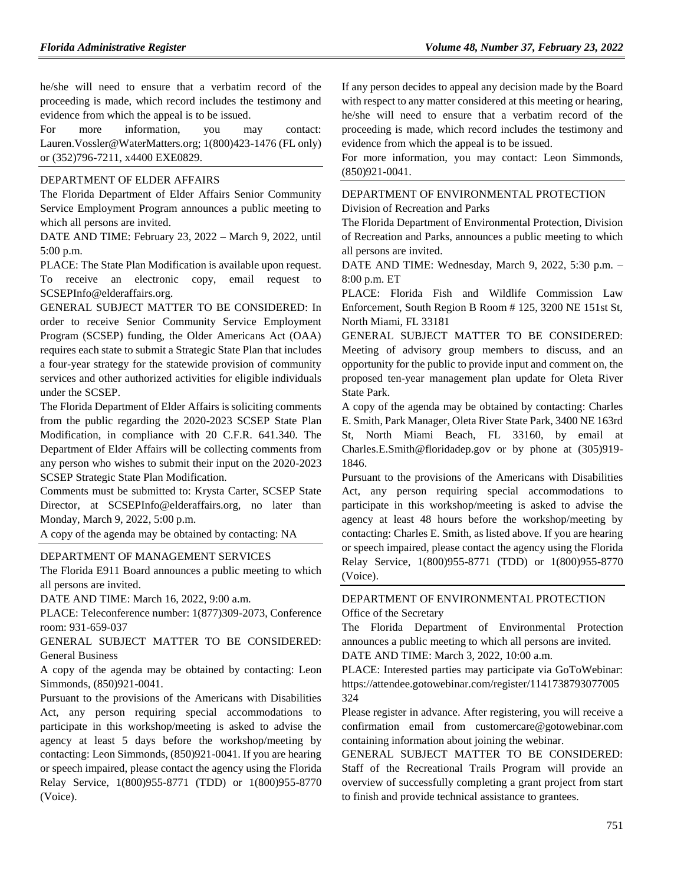he/she will need to ensure that a verbatim record of the proceeding is made, which record includes the testimony and evidence from which the appeal is to be issued.

For more information, you may contact: Lauren.Vossler@WaterMatters.org; 1(800)423-1476 (FL only) or (352)796-7211, x4400 EXE0829.

DEPARTMENT OF ELDER AFFAIRS

The Florida Department of Elder Affairs Senior Community Service Employment Program announces a public meeting to which all persons are invited.

DATE AND TIME: February 23, 2022 – March 9, 2022, until 5:00 p.m.

PLACE: The State Plan Modification is available upon request. To receive an electronic copy, email request to SCSEPInfo@elderaffairs.org.

GENERAL SUBJECT MATTER TO BE CONSIDERED: In order to receive Senior Community Service Employment Program (SCSEP) funding, the Older Americans Act (OAA) requires each state to submit a Strategic State Plan that includes a four-year strategy for the statewide provision of community services and other authorized activities for eligible individuals under the SCSEP.

The Florida Department of Elder Affairs is soliciting comments from the public regarding the 2020-2023 SCSEP State Plan Modification, in compliance with 20 C.F.R. 641.340. The Department of Elder Affairs will be collecting comments from any person who wishes to submit their input on the 2020-2023 SCSEP Strategic State Plan Modification.

Comments must be submitted to: Krysta Carter, SCSEP State Director, at SCSEPInfo@elderaffairs.org, no later than Monday, March 9, 2022, 5:00 p.m.

A copy of the agenda may be obtained by contacting: NA

DEPARTMENT OF MANAGEMENT SERVICES

The Florida E911 Board announces a public meeting to which all persons are invited.

DATE AND TIME: March 16, 2022, 9:00 a.m.

PLACE: Teleconference number: 1(877)309-2073, Conference room: 931-659-037

GENERAL SUBJECT MATTER TO BE CONSIDERED: General Business

A copy of the agenda may be obtained by contacting: Leon Simmonds, (850)921-0041.

Pursuant to the provisions of the Americans with Disabilities Act, any person requiring special accommodations to participate in this workshop/meeting is asked to advise the agency at least 5 days before the workshop/meeting by contacting: Leon Simmonds, (850)921-0041. If you are hearing or speech impaired, please contact the agency using the Florida Relay Service, 1(800)955-8771 (TDD) or 1(800)955-8770 (Voice).

If any person decides to appeal any decision made by the Board with respect to any matter considered at this meeting or hearing, he/she will need to ensure that a verbatim record of the proceeding is made, which record includes the testimony and evidence from which the appeal is to be issued.

For more information, you may contact: Leon Simmonds, (850)921-0041.

DEPARTMENT OF ENVIRONMENTAL PROTECTION
Division of Recreation and Parks

The Florida Department of Environmental Protection, Division of Recreation and Parks, announces a public meeting to which all persons are invited.

DATE AND TIME: Wednesday, March 9, 2022, 5:30 p.m. – 8:00 p.m. ET

PLACE: Florida Fish and Wildlife Commission Law Enforcement, South Region B Room # 125, 3200 NE 151st St, North Miami, FL 33181

GENERAL SUBJECT MATTER TO BE CONSIDERED: Meeting of advisory group members to discuss, and an opportunity for the public to provide input and comment on, the proposed ten-year management plan update for Oleta River State Park.

A copy of the agenda may be obtained by contacting: Charles E. Smith, Park Manager, Oleta River State Park, 3400 NE 163rd St, North Miami Beach, FL 33160, by email at Charles.E.Smith@floridadep.gov or by phone at (305)919-1846.

Pursuant to the provisions of the Americans with Disabilities Act, any person requiring special accommodations to participate in this workshop/meeting is asked to advise the agency at least 48 hours before the workshop/meeting by contacting: Charles E. Smith, as listed above. If you are hearing or speech impaired, please contact the agency using the Florida Relay Service, 1(800)955-8771 (TDD) or 1(800)955-8770 (Voice).

DEPARTMENT OF ENVIRONMENTAL PROTECTION
Office of the Secretary

The Florida Department of Environmental Protection announces a public meeting to which all persons are invited.

DATE AND TIME: March 3, 2022, 10:00 a.m.

PLACE: Interested parties may participate via GoToWebinar: https://attendee.gotowebinar.com/register/1141738793077005324

Please register in advance. After registering, you will receive a confirmation email from customercare@gotowebinar.com containing information about joining the webinar.

GENERAL SUBJECT MATTER TO BE CONSIDERED: Staff of the Recreational Trails Program will provide an overview of successfully completing a grant project from start to finish and provide technical assistance to grantees.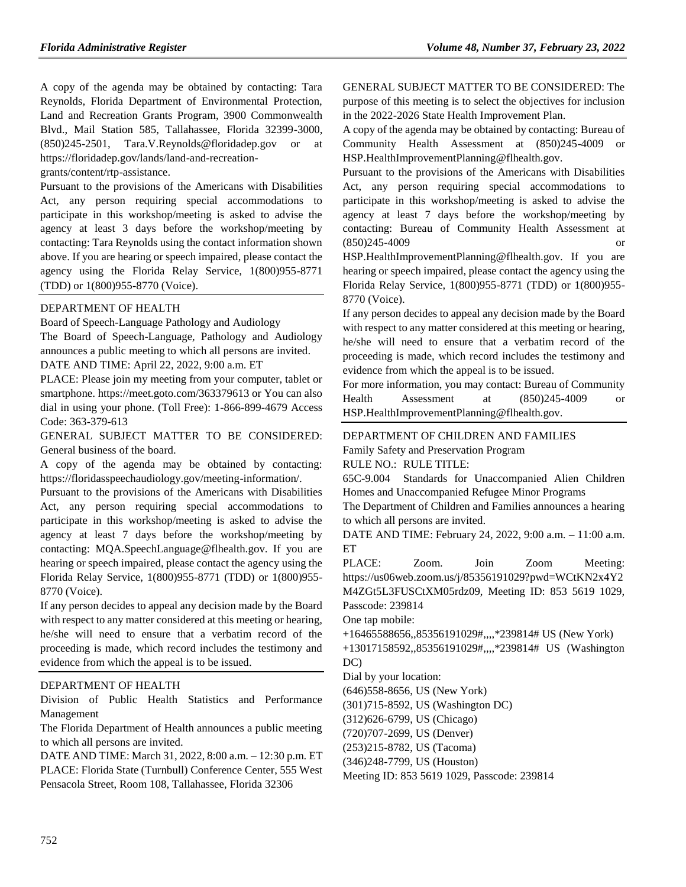A copy of the agenda may be obtained by contacting: Tara Reynolds, Florida Department of Environmental Protection, Land and Recreation Grants Program, 3900 Commonwealth Blvd., Mail Station 585, Tallahassee, Florida 32399-3000, (850)245-2501, Tara.V.Reynolds@floridadep.gov or at https://floridadep.gov/lands/land-and-recreation-grants/content/rtp-assistance.

Pursuant to the provisions of the Americans with Disabilities Act, any person requiring special accommodations to participate in this workshop/meeting is asked to advise the agency at least 3 days before the workshop/meeting by contacting: Tara Reynolds using the contact information shown above. If you are hearing or speech impaired, please contact the agency using the Florida Relay Service, 1(800)955-8771 (TDD) or 1(800)955-8770 (Voice).

DEPARTMENT OF HEALTH

Board of Speech-Language Pathology and Audiology

The Board of Speech-Language, Pathology and Audiology announces a public meeting to which all persons are invited.

DATE AND TIME: April 22, 2022, 9:00 a.m. ET

PLACE: Please join my meeting from your computer, tablet or smartphone. https://meet.goto.com/363379613 or You can also dial in using your phone. (Toll Free): 1-866-899-4679 Access Code: 363-379-613

GENERAL SUBJECT MATTER TO BE CONSIDERED: General business of the board.

A copy of the agenda may be obtained by contacting: https://floridasspeechaudiology.gov/meeting-information/.

Pursuant to the provisions of the Americans with Disabilities Act, any person requiring special accommodations to participate in this workshop/meeting is asked to advise the agency at least 7 days before the workshop/meeting by contacting: MQA.SpeechLanguage@flhealth.gov. If you are hearing or speech impaired, please contact the agency using the Florida Relay Service, 1(800)955-8771 (TDD) or 1(800)955-8770 (Voice).

If any person decides to appeal any decision made by the Board with respect to any matter considered at this meeting or hearing, he/she will need to ensure that a verbatim record of the proceeding is made, which record includes the testimony and evidence from which the appeal is to be issued.

DEPARTMENT OF HEALTH

Division of Public Health Statistics and Performance Management

The Florida Department of Health announces a public meeting to which all persons are invited.

DATE AND TIME: March 31, 2022, 8:00 a.m. – 12:30 p.m. ET

PLACE: Florida State (Turnbull) Conference Center, 555 West Pensacola Street, Room 108, Tallahassee, Florida 32306

GENERAL SUBJECT MATTER TO BE CONSIDERED: The purpose of this meeting is to select the objectives for inclusion in the 2022-2026 State Health Improvement Plan.

A copy of the agenda may be obtained by contacting: Bureau of Community Health Assessment at (850)245-4009 or HSP.HealthImprovementPlanning@flhealth.gov.

Pursuant to the provisions of the Americans with Disabilities Act, any person requiring special accommodations to participate in this workshop/meeting is asked to advise the agency at least 7 days before the workshop/meeting by contacting: Bureau of Community Health Assessment at (850)245-4009 or HSP.HealthImprovementPlanning@flhealth.gov. If you are hearing or speech impaired, please contact the agency using the Florida Relay Service, 1(800)955-8771 (TDD) or 1(800)955-8770 (Voice).

If any person decides to appeal any decision made by the Board with respect to any matter considered at this meeting or hearing, he/she will need to ensure that a verbatim record of the proceeding is made, which record includes the testimony and evidence from which the appeal is to be issued.

For more information, you may contact: Bureau of Community Health Assessment at (850)245-4009 or HSP.HealthImprovementPlanning@flhealth.gov.

DEPARTMENT OF CHILDREN AND FAMILIES

Family Safety and Preservation Program

RULE NO.: RULE TITLE:

65C-9.004 Standards for Unaccompanied Alien Children Homes and Unaccompanied Refugee Minor Programs

The Department of Children and Families announces a hearing to which all persons are invited.

DATE AND TIME: February 24, 2022, 9:00 a.m. – 11:00 a.m. ET

PLACE: Zoom. Join Zoom Meeting: https://us06web.zoom.us/j/85356191029?pwd=WCtKN2x4Y2M4ZGt5L3FUSCtXM05rdz09, Meeting ID: 853 5619 1029, Passcode: 239814

One tap mobile:

+16465588656,,85356191029#,,,,*239814# US (New York)

+13017158592,,85356191029#,,,,*239814# US (Washington DC)

Dial by your location:

(646)558-8656, US (New York)

(301)715-8592, US (Washington DC)

(312)626-6799, US (Chicago)

(720)707-2699, US (Denver)

(253)215-8782, US (Tacoma)

(346)248-7799, US (Houston)

Meeting ID: 853 5619 1029, Passcode: 239814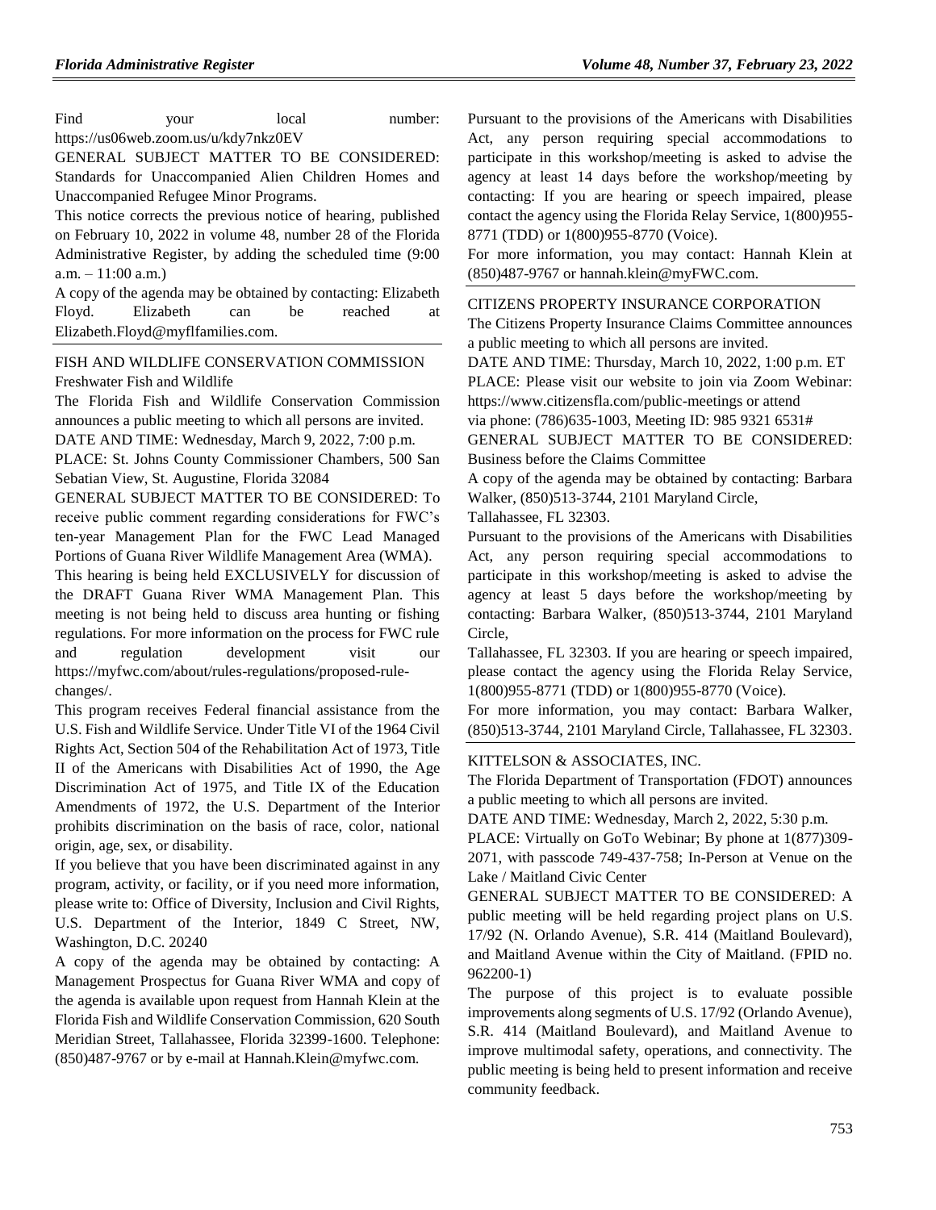Find your local number: https://us06web.zoom.us/u/kdy7nkz0EV

GENERAL SUBJECT MATTER TO BE CONSIDERED: Standards for Unaccompanied Alien Children Homes and Unaccompanied Refugee Minor Programs.

This notice corrects the previous notice of hearing, published on February 10, 2022 in volume 48, number 28 of the Florida Administrative Register, by adding the scheduled time (9:00 a.m. – 11:00 a.m.)

A copy of the agenda may be obtained by contacting: Elizabeth Floyd. Elizabeth can be reached at Elizabeth.Floyd@myflfamilies.com.

FISH AND WILDLIFE CONSERVATION COMMISSION
Freshwater Fish and Wildlife

The Florida Fish and Wildlife Conservation Commission announces a public meeting to which all persons are invited.

DATE AND TIME: Wednesday, March 9, 2022, 7:00 p.m.

PLACE: St. Johns County Commissioner Chambers, 500 San Sebatian View, St. Augustine, Florida 32084

GENERAL SUBJECT MATTER TO BE CONSIDERED: To receive public comment regarding considerations for FWC's ten-year Management Plan for the FWC Lead Managed Portions of Guana River Wildlife Management Area (WMA).

This hearing is being held EXCLUSIVELY for discussion of the DRAFT Guana River WMA Management Plan. This meeting is not being held to discuss area hunting or fishing regulations. For more information on the process for FWC rule and regulation development visit our https://myfwc.com/about/rules-regulations/proposed-rule-changes/.

This program receives Federal financial assistance from the U.S. Fish and Wildlife Service. Under Title VI of the 1964 Civil Rights Act, Section 504 of the Rehabilitation Act of 1973, Title II of the Americans with Disabilities Act of 1990, the Age Discrimination Act of 1975, and Title IX of the Education Amendments of 1972, the U.S. Department of the Interior prohibits discrimination on the basis of race, color, national origin, age, sex, or disability.

If you believe that you have been discriminated against in any program, activity, or facility, or if you need more information, please write to: Office of Diversity, Inclusion and Civil Rights, U.S. Department of the Interior, 1849 C Street, NW, Washington, D.C. 20240

A copy of the agenda may be obtained by contacting: A Management Prospectus for Guana River WMA and copy of the agenda is available upon request from Hannah Klein at the Florida Fish and Wildlife Conservation Commission, 620 South Meridian Street, Tallahassee, Florida 32399-1600. Telephone: (850)487-9767 or by e-mail at Hannah.Klein@myfwc.com.

Pursuant to the provisions of the Americans with Disabilities Act, any person requiring special accommodations to participate in this workshop/meeting is asked to advise the agency at least 14 days before the workshop/meeting by contacting: If you are hearing or speech impaired, please contact the agency using the Florida Relay Service, 1(800)955-8771 (TDD) or 1(800)955-8770 (Voice).

For more information, you may contact: Hannah Klein at (850)487-9767 or hannah.klein@myFWC.com.

CITIZENS PROPERTY INSURANCE CORPORATION

The Citizens Property Insurance Claims Committee announces a public meeting to which all persons are invited.

DATE AND TIME: Thursday, March 10, 2022, 1:00 p.m. ET

PLACE: Please visit our website to join via Zoom Webinar: https://www.citizensfla.com/public-meetings or attend via phone: (786)635-1003, Meeting ID: 985 9321 6531#

GENERAL SUBJECT MATTER TO BE CONSIDERED: Business before the Claims Committee

A copy of the agenda may be obtained by contacting: Barbara Walker, (850)513-3744, 2101 Maryland Circle, Tallahassee, FL 32303.

Pursuant to the provisions of the Americans with Disabilities Act, any person requiring special accommodations to participate in this workshop/meeting is asked to advise the agency at least 5 days before the workshop/meeting by contacting: Barbara Walker, (850)513-3744, 2101 Maryland Circle, Tallahassee, FL 32303. If you are hearing or speech impaired, please contact the agency using the Florida Relay Service, 1(800)955-8771 (TDD) or 1(800)955-8770 (Voice).

For more information, you may contact: Barbara Walker, (850)513-3744, 2101 Maryland Circle, Tallahassee, FL 32303.

KITTELSON & ASSOCIATES, INC.

The Florida Department of Transportation (FDOT) announces a public meeting to which all persons are invited.

DATE AND TIME: Wednesday, March 2, 2022, 5:30 p.m.

PLACE: Virtually on GoTo Webinar; By phone at 1(877)309-2071, with passcode 749-437-758; In-Person at Venue on the Lake / Maitland Civic Center

GENERAL SUBJECT MATTER TO BE CONSIDERED: A public meeting will be held regarding project plans on U.S. 17/92 (N. Orlando Avenue), S.R. 414 (Maitland Boulevard), and Maitland Avenue within the City of Maitland. (FPID no. 962200-1)

The purpose of this project is to evaluate possible improvements along segments of U.S. 17/92 (Orlando Avenue), S.R. 414 (Maitland Boulevard), and Maitland Avenue to improve multimodal safety, operations, and connectivity. The public meeting is being held to present information and receive community feedback.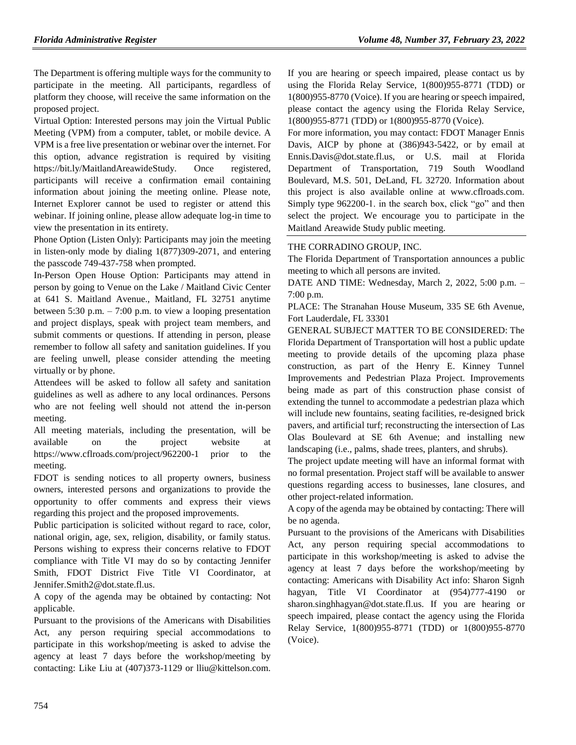The Department is offering multiple ways for the community to participate in the meeting. All participants, regardless of platform they choose, will receive the same information on the proposed project.

Virtual Option: Interested persons may join the Virtual Public Meeting (VPM) from a computer, tablet, or mobile device. A VPM is a free live presentation or webinar over the internet. For this option, advance registration is required by visiting https://bit.ly/MaitlandAreawideStudy. Once registered, participants will receive a confirmation email containing information about joining the meeting online. Please note, Internet Explorer cannot be used to register or attend this webinar. If joining online, please allow adequate log-in time to view the presentation in its entirety.

Phone Option (Listen Only): Participants may join the meeting in listen-only mode by dialing 1(877)309-2071, and entering the passcode 749-437-758 when prompted.

In-Person Open House Option: Participants may attend in person by going to Venue on the Lake / Maitland Civic Center at 641 S. Maitland Avenue., Maitland, FL 32751 anytime between 5:30 p.m. – 7:00 p.m. to view a looping presentation and project displays, speak with project team members, and submit comments or questions. If attending in person, please remember to follow all safety and sanitation guidelines. If you are feeling unwell, please consider attending the meeting virtually or by phone.

Attendees will be asked to follow all safety and sanitation guidelines as well as adhere to any local ordinances. Persons who are not feeling well should not attend the in-person meeting.

All meeting materials, including the presentation, will be available on the project website at https://www.cflroads.com/project/962200-1 prior to the meeting.

FDOT is sending notices to all property owners, business owners, interested persons and organizations to provide the opportunity to offer comments and express their views regarding this project and the proposed improvements.

Public participation is solicited without regard to race, color, national origin, age, sex, religion, disability, or family status. Persons wishing to express their concerns relative to FDOT compliance with Title VI may do so by contacting Jennifer Smith, FDOT District Five Title VI Coordinator, at Jennifer.Smith2@dot.state.fl.us.

A copy of the agenda may be obtained by contacting: Not applicable.

Pursuant to the provisions of the Americans with Disabilities Act, any person requiring special accommodations to participate in this workshop/meeting is asked to advise the agency at least 7 days before the workshop/meeting by contacting: Like Liu at (407)373-1129 or lliu@kittelson.com. If you are hearing or speech impaired, please contact us by using the Florida Relay Service, 1(800)955-8771 (TDD) or 1(800)955-8770 (Voice). If you are hearing or speech impaired, please contact the agency using the Florida Relay Service, 1(800)955-8771 (TDD) or 1(800)955-8770 (Voice).

For more information, you may contact: FDOT Manager Ennis Davis, AICP by phone at (386)943-5422, or by email at Ennis.Davis@dot.state.fl.us, or U.S. mail at Florida Department of Transportation, 719 South Woodland Boulevard, M.S. 501, DeLand, FL 32720. Information about this project is also available online at www.cflroads.com. Simply type 962200-1. in the search box, click "go" and then select the project. We encourage you to participate in the Maitland Areawide Study public meeting.

---

THE CORRADINO GROUP, INC.

The Florida Department of Transportation announces a public meeting to which all persons are invited.

DATE AND TIME: Wednesday, March 2, 2022, 5:00 p.m. – 7:00 p.m.

PLACE: The Stranahan House Museum, 335 SE 6th Avenue, Fort Lauderdale, FL 33301

GENERAL SUBJECT MATTER TO BE CONSIDERED: The Florida Department of Transportation will host a public update meeting to provide details of the upcoming plaza phase construction, as part of the Henry E. Kinney Tunnel Improvements and Pedestrian Plaza Project. Improvements being made as part of this construction phase consist of extending the tunnel to accommodate a pedestrian plaza which will include new fountains, seating facilities, re-designed brick pavers, and artificial turf; reconstructing the intersection of Las Olas Boulevard at SE 6th Avenue; and installing new landscaping (i.e., palms, shade trees, planters, and shrubs).

The project update meeting will have an informal format with no formal presentation. Project staff will be available to answer questions regarding access to businesses, lane closures, and other project-related information.

A copy of the agenda may be obtained by contacting: There will be no agenda.

Pursuant to the provisions of the Americans with Disabilities Act, any person requiring special accommodations to participate in this workshop/meeting is asked to advise the agency at least 7 days before the workshop/meeting by contacting: Americans with Disability Act info: Sharon Signh hagyan, Title VI Coordinator at (954)777-4190 or sharon.singhhagyan@dot.state.fl.us. If you are hearing or speech impaired, please contact the agency using the Florida Relay Service, 1(800)955-8771 (TDD) or 1(800)955-8770 (Voice).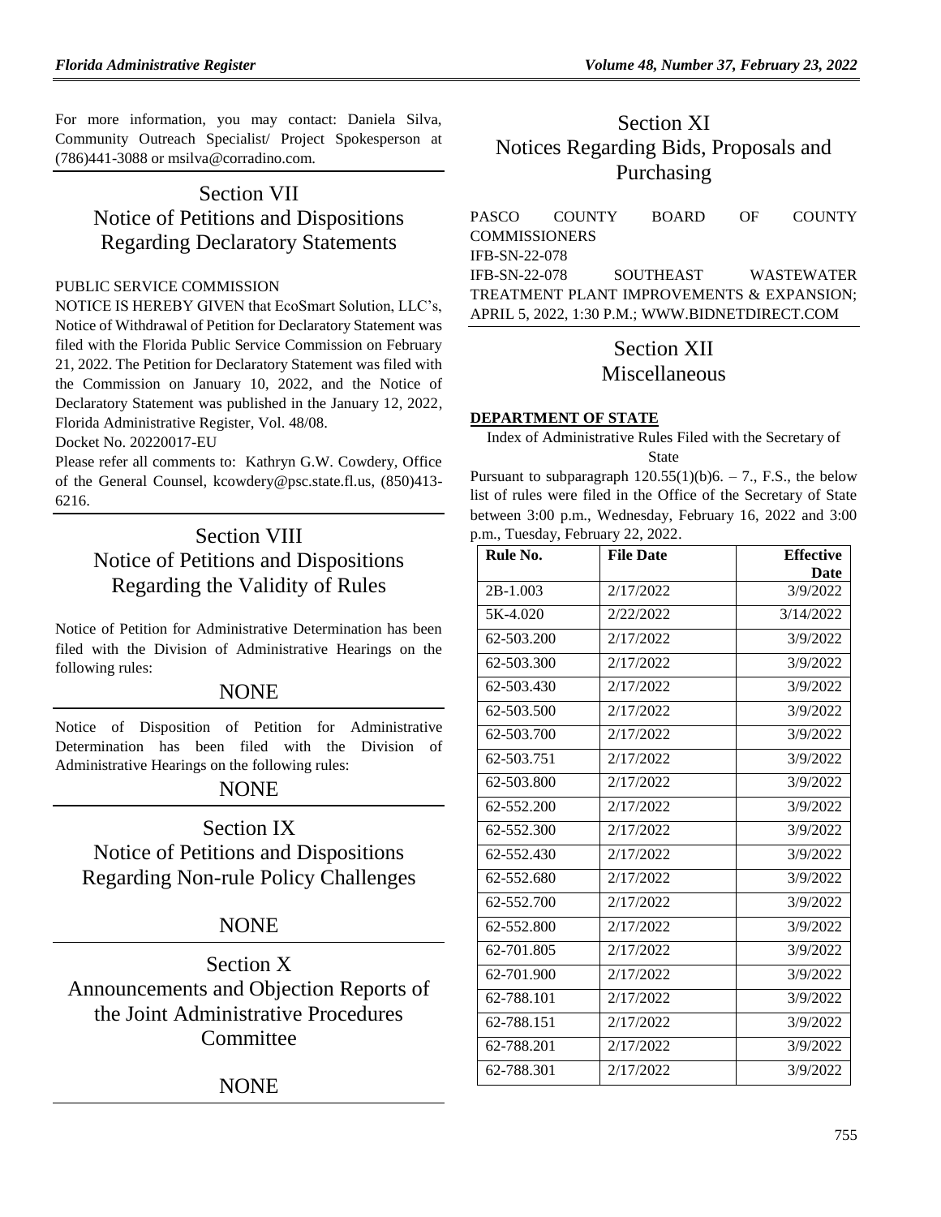For more information, you may contact: Daniela Silva, Community Outreach Specialist/ Project Spokesperson at (786)441-3088 or msilva@corradino.com.

# Section VII Notice of Petitions and Dispositions Regarding Declaratory Statements

PUBLIC SERVICE COMMISSION

NOTICE IS HEREBY GIVEN that EcoSmart Solution, LLC's, Notice of Withdrawal of Petition for Declaratory Statement was filed with the Florida Public Service Commission on February 21, 2022. The Petition for Declaratory Statement was filed with the Commission on January 10, 2022, and the Notice of Declaratory Statement was published in the January 12, 2022, Florida Administrative Register, Vol. 48/08.

Docket No. 20220017-EU

Please refer all comments to: Kathryn G.W. Cowdery, Office of the General Counsel, kcowdery@psc.state.fl.us, (850)413-6216.

# Section VIII Notice of Petitions and Dispositions Regarding the Validity of Rules

Notice of Petition for Administrative Determination has been filed with the Division of Administrative Hearings on the following rules:

NONE

Notice of Disposition of Petition for Administrative Determination has been filed with the Division of Administrative Hearings on the following rules:

NONE

# Section IX Notice of Petitions and Dispositions Regarding Non-rule Policy Challenges

NONE

# Section X Announcements and Objection Reports of the Joint Administrative Procedures Committee

NONE

# Section XI Notices Regarding Bids, Proposals and Purchasing

PASCO COUNTY BOARD OF COUNTY COMMISSIONERS

IFB-SN-22-078

IFB-SN-22-078 SOUTHEAST WASTEWATER TREATMENT PLANT IMPROVEMENTS & EXPANSION; APRIL 5, 2022, 1:30 P.M.; WWW.BIDNETDIRECT.COM

# Section XII Miscellaneous

**DEPARTMENT OF STATE**

Index of Administrative Rules Filed with the Secretary of State

Pursuant to subparagraph 120.55(1)(b)6. – 7., F.S., the below list of rules were filed in the Office of the Secretary of State between 3:00 p.m., Wednesday, February 16, 2022 and 3:00 p.m., Tuesday, February 22, 2022.

| Rule No. | File Date | Effective Date |
|---|---|---|
| 2B-1.003 | 2/17/2022 | 3/9/2022 |
| 5K-4.020 | 2/22/2022 | 3/14/2022 |
| 62-503.200 | 2/17/2022 | 3/9/2022 |
| 62-503.300 | 2/17/2022 | 3/9/2022 |
| 62-503.430 | 2/17/2022 | 3/9/2022 |
| 62-503.500 | 2/17/2022 | 3/9/2022 |
| 62-503.700 | 2/17/2022 | 3/9/2022 |
| 62-503.751 | 2/17/2022 | 3/9/2022 |
| 62-503.800 | 2/17/2022 | 3/9/2022 |
| 62-552.200 | 2/17/2022 | 3/9/2022 |
| 62-552.300 | 2/17/2022 | 3/9/2022 |
| 62-552.430 | 2/17/2022 | 3/9/2022 |
| 62-552.680 | 2/17/2022 | 3/9/2022 |
| 62-552.700 | 2/17/2022 | 3/9/2022 |
| 62-552.800 | 2/17/2022 | 3/9/2022 |
| 62-701.805 | 2/17/2022 | 3/9/2022 |
| 62-701.900 | 2/17/2022 | 3/9/2022 |
| 62-788.101 | 2/17/2022 | 3/9/2022 |
| 62-788.151 | 2/17/2022 | 3/9/2022 |
| 62-788.201 | 2/17/2022 | 3/9/2022 |
| 62-788.301 | 2/17/2022 | 3/9/2022 |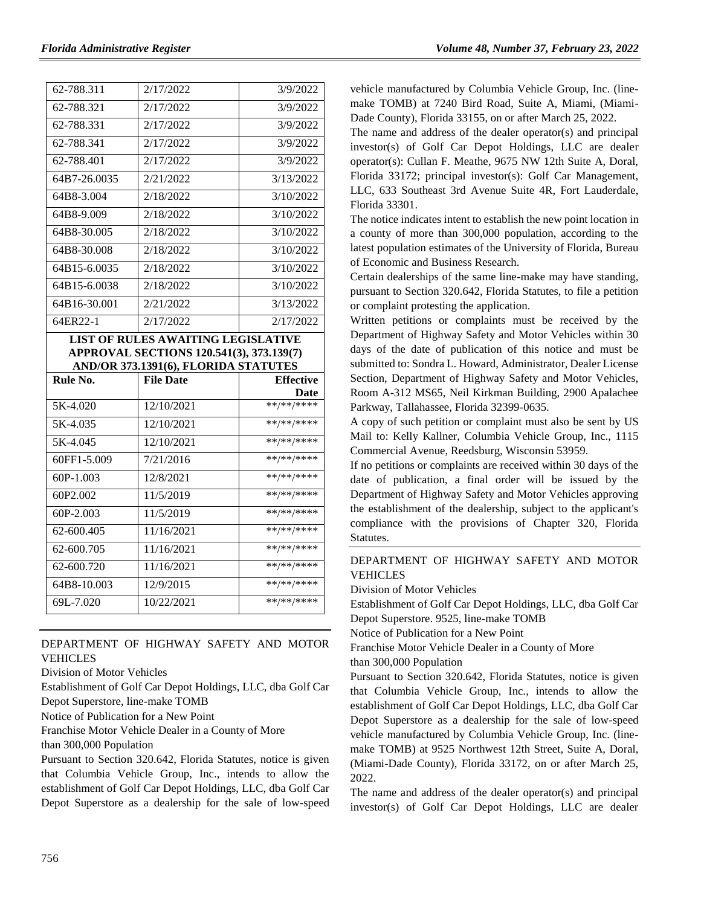| 62-788.311 | 2/17/2022 | 3/9/2022 |
|---|---|---|
| 62-788.321 | 2/17/2022 | 3/9/2022 |
| 62-788.331 | 2/17/2022 | 3/9/2022 |
| 62-788.341 | 2/17/2022 | 3/9/2022 |
| 62-788.401 | 2/17/2022 | 3/9/2022 |
| 64B7-26.0035 | 2/21/2022 | 3/13/2022 |
| 64B8-3.004 | 2/18/2022 | 3/10/2022 |
| 64B8-9.009 | 2/18/2022 | 3/10/2022 |
| 64B8-30.005 | 2/18/2022 | 3/10/2022 |
| 64B8-30.008 | 2/18/2022 | 3/10/2022 |
| 64B15-6.0035 | 2/18/2022 | 3/10/2022 |
| 64B15-6.0038 | 2/18/2022 | 3/10/2022 |
| 64B16-30.001 | 2/21/2022 | 3/13/2022 |
| 64ER22-1 | 2/17/2022 | 2/17/2022 |

**LIST OF RULES AWAITING LEGISLATIVE APPROVAL SECTIONS 120.541(3), 373.139(7) AND/OR 373.1391(6), FLORIDA STATUTES**

| Rule No. | File Date | Effective Date |
|---|---|---|
| 5K-4.020 | 12/10/2021 | \*\*/\*\*/\*\*\*\* |
| 5K-4.035 | 12/10/2021 | \*\*/\*\*/\*\*\*\* |
| 5K-4.045 | 12/10/2021 | \*\*/\*\*/\*\*\*\* |
| 60FF1-5.009 | 7/21/2016 | \*\*/\*\*/\*\*\*\* |
| 60P-1.003 | 12/8/2021 | \*\*/\*\*/\*\*\*\* |
| 60P2.002 | 11/5/2019 | \*\*/\*\*/\*\*\*\* |
| 60P-2.003 | 11/5/2019 | \*\*/\*\*/\*\*\*\* |
| 62-600.405 | 11/16/2021 | \*\*/\*\*/\*\*\*\* |
| 62-600.705 | 11/16/2021 | \*\*/\*\*/\*\*\*\* |
| 62-600.720 | 11/16/2021 | \*\*/\*\*/\*\*\*\* |
| 64B8-10.003 | 12/9/2015 | \*\*/\*\*/\*\*\*\* |
| 69L-7.020 | 10/22/2021 | \*\*/\*\*/\*\*\*\* |

DEPARTMENT OF HIGHWAY SAFETY AND MOTOR VEHICLES

Division of Motor Vehicles

Establishment of Golf Car Depot Holdings, LLC, dba Golf Car Depot Superstore, line-make TOMB

Notice of Publication for a New Point

Franchise Motor Vehicle Dealer in a County of More than 300,000 Population

Pursuant to Section 320.642, Florida Statutes, notice is given that Columbia Vehicle Group, Inc., intends to allow the establishment of Golf Car Depot Holdings, LLC, dba Golf Car Depot Superstore as a dealership for the sale of low-speed vehicle manufactured by Columbia Vehicle Group, Inc. (line-make TOMB) at 7240 Bird Road, Suite A, Miami, (Miami-Dade County), Florida 33155, on or after March 25, 2022.

The name and address of the dealer operator(s) and principal investor(s) of Golf Car Depot Holdings, LLC are dealer operator(s): Cullan F. Meathe, 9675 NW 12th Suite A, Doral, Florida 33172; principal investor(s): Golf Car Management, LLC, 633 Southeast 3rd Avenue Suite 4R, Fort Lauderdale, Florida 33301.

The notice indicates intent to establish the new point location in a county of more than 300,000 population, according to the latest population estimates of the University of Florida, Bureau of Economic and Business Research.

Certain dealerships of the same line-make may have standing, pursuant to Section 320.642, Florida Statutes, to file a petition or complaint protesting the application.

Written petitions or complaints must be received by the Department of Highway Safety and Motor Vehicles within 30 days of the date of publication of this notice and must be submitted to: Sondra L. Howard, Administrator, Dealer License Section, Department of Highway Safety and Motor Vehicles, Room A-312 MS65, Neil Kirkman Building, 2900 Apalachee Parkway, Tallahassee, Florida 32399-0635.

A copy of such petition or complaint must also be sent by US Mail to: Kelly Kallner, Columbia Vehicle Group, Inc., 1115 Commercial Avenue, Reedsburg, Wisconsin 53959.

If no petitions or complaints are received within 30 days of the date of publication, a final order will be issued by the Department of Highway Safety and Motor Vehicles approving the establishment of the dealership, subject to the applicant's compliance with the provisions of Chapter 320, Florida Statutes.

DEPARTMENT OF HIGHWAY SAFETY AND MOTOR VEHICLES

Division of Motor Vehicles

Establishment of Golf Car Depot Holdings, LLC, dba Golf Car Depot Superstore. 9525, line-make TOMB

Notice of Publication for a New Point

Franchise Motor Vehicle Dealer in a County of More than 300,000 Population

Pursuant to Section 320.642, Florida Statutes, notice is given that Columbia Vehicle Group, Inc., intends to allow the establishment of Golf Car Depot Holdings, LLC, dba Golf Car Depot Superstore as a dealership for the sale of low-speed vehicle manufactured by Columbia Vehicle Group, Inc. (line-make TOMB) at 9525 Northwest 12th Street, Suite A, Doral, (Miami-Dade County), Florida 33172, on or after March 25, 2022.

The name and address of the dealer operator(s) and principal investor(s) of Golf Car Depot Holdings, LLC are dealer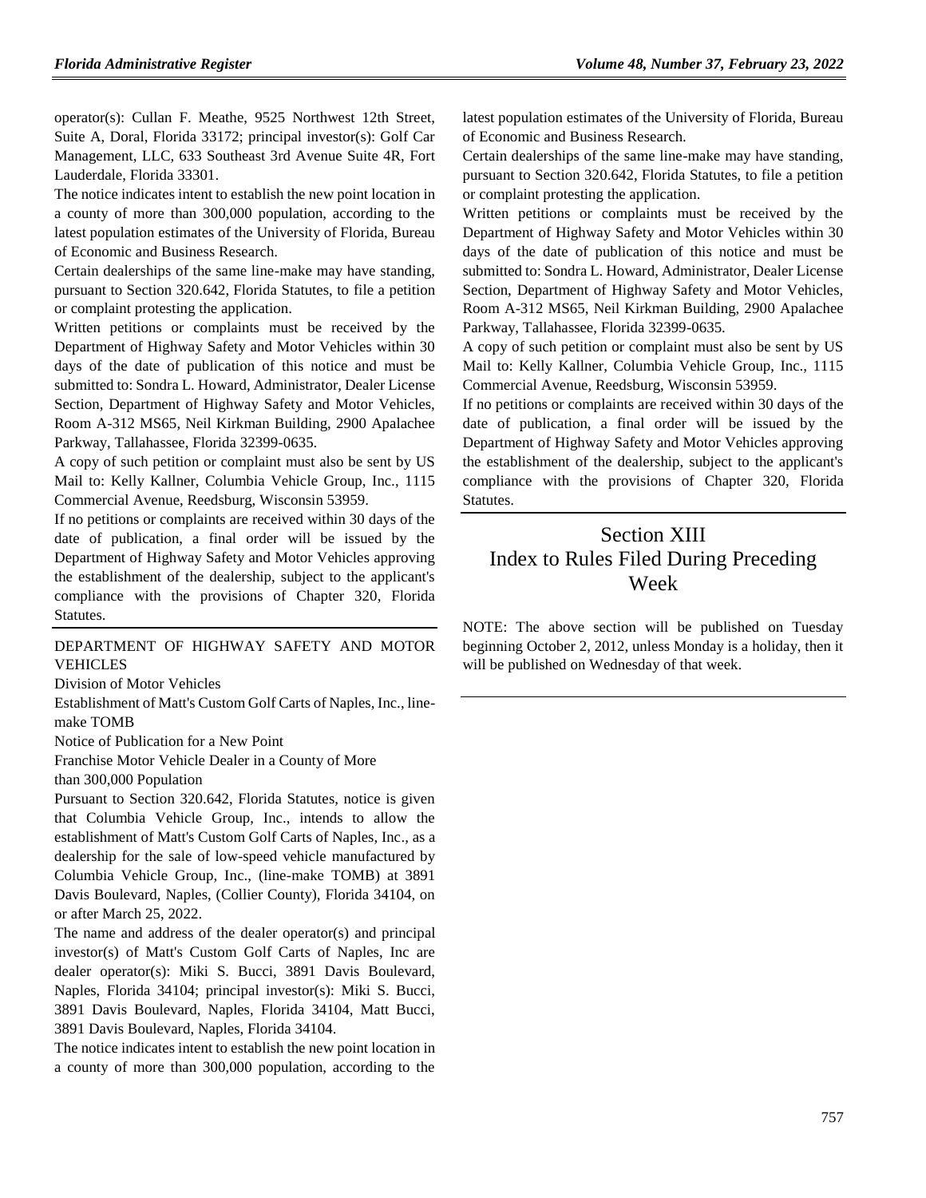operator(s): Cullan F. Meathe, 9525 Northwest 12th Street, Suite A, Doral, Florida 33172; principal investor(s): Golf Car Management, LLC, 633 Southeast 3rd Avenue Suite 4R, Fort Lauderdale, Florida 33301.

The notice indicates intent to establish the new point location in a county of more than 300,000 population, according to the latest population estimates of the University of Florida, Bureau of Economic and Business Research.

Certain dealerships of the same line-make may have standing, pursuant to Section 320.642, Florida Statutes, to file a petition or complaint protesting the application.

Written petitions or complaints must be received by the Department of Highway Safety and Motor Vehicles within 30 days of the date of publication of this notice and must be submitted to: Sondra L. Howard, Administrator, Dealer License Section, Department of Highway Safety and Motor Vehicles, Room A-312 MS65, Neil Kirkman Building, 2900 Apalachee Parkway, Tallahassee, Florida 32399-0635.

A copy of such petition or complaint must also be sent by US Mail to: Kelly Kallner, Columbia Vehicle Group, Inc., 1115 Commercial Avenue, Reedsburg, Wisconsin 53959.

If no petitions or complaints are received within 30 days of the date of publication, a final order will be issued by the Department of Highway Safety and Motor Vehicles approving the establishment of the dealership, subject to the applicant's compliance with the provisions of Chapter 320, Florida Statutes.

---

DEPARTMENT OF HIGHWAY SAFETY AND MOTOR VEHICLES

Division of Motor Vehicles

Establishment of Matt's Custom Golf Carts of Naples, Inc., line-make TOMB

Notice of Publication for a New Point

Franchise Motor Vehicle Dealer in a County of More than 300,000 Population

Pursuant to Section 320.642, Florida Statutes, notice is given that Columbia Vehicle Group, Inc., intends to allow the establishment of Matt's Custom Golf Carts of Naples, Inc., as a dealership for the sale of low-speed vehicle manufactured by Columbia Vehicle Group, Inc., (line-make TOMB) at 3891 Davis Boulevard, Naples, (Collier County), Florida 34104, on or after March 25, 2022.

The name and address of the dealer operator(s) and principal investor(s) of Matt's Custom Golf Carts of Naples, Inc are dealer operator(s): Miki S. Bucci, 3891 Davis Boulevard, Naples, Florida 34104; principal investor(s): Miki S. Bucci, 3891 Davis Boulevard, Naples, Florida 34104, Matt Bucci, 3891 Davis Boulevard, Naples, Florida 34104.

The notice indicates intent to establish the new point location in a county of more than 300,000 population, according to the latest population estimates of the University of Florida, Bureau of Economic and Business Research.

Certain dealerships of the same line-make may have standing, pursuant to Section 320.642, Florida Statutes, to file a petition or complaint protesting the application.

Written petitions or complaints must be received by the Department of Highway Safety and Motor Vehicles within 30 days of the date of publication of this notice and must be submitted to: Sondra L. Howard, Administrator, Dealer License Section, Department of Highway Safety and Motor Vehicles, Room A-312 MS65, Neil Kirkman Building, 2900 Apalachee Parkway, Tallahassee, Florida 32399-0635.

A copy of such petition or complaint must also be sent by US Mail to: Kelly Kallner, Columbia Vehicle Group, Inc., 1115 Commercial Avenue, Reedsburg, Wisconsin 53959.

If no petitions or complaints are received within 30 days of the date of publication, a final order will be issued by the Department of Highway Safety and Motor Vehicles approving the establishment of the dealership, subject to the applicant's compliance with the provisions of Chapter 320, Florida Statutes.

---

# Section XIII
# Index to Rules Filed During Preceding Week

NOTE: The above section will be published on Tuesday beginning October 2, 2012, unless Monday is a holiday, then it will be published on Wednesday of that week.